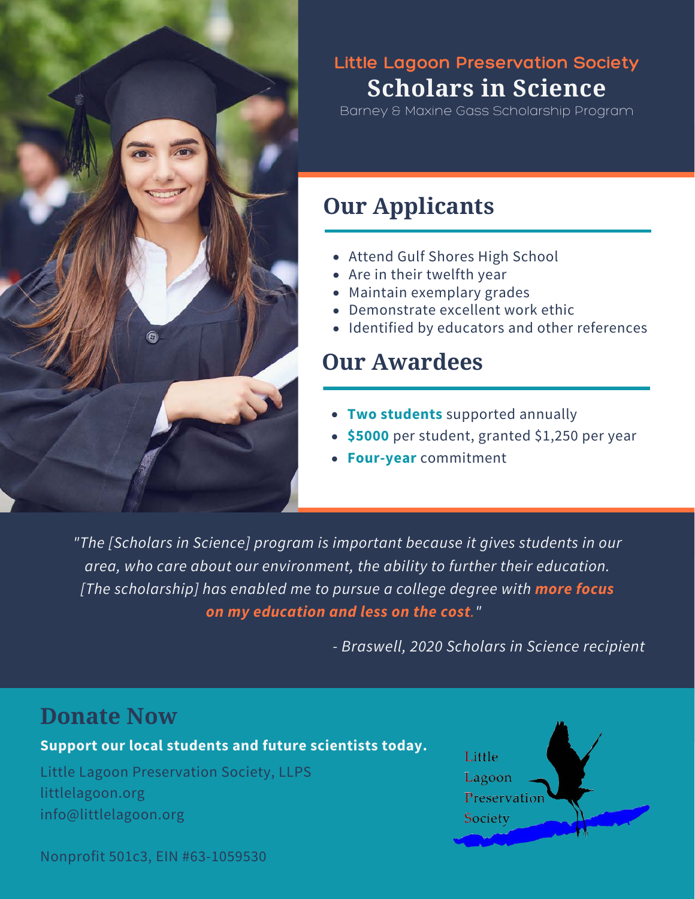Little Lagoon Preservation Society

# Scholars in Science

Barney & Maxine Gass Scholarship Program

## Our Applicants

- Attend Gulf Shores High School
- Are in their twelfth year
- Maintain exemplary grades
- Demonstrate excellent work ethic
- Identified by educators and other references

## Our Awardees

- **Two students** supported annually
- **$5000** per student, granted $1,250 per year
- **Four-year** commitment

*"The [Scholars in Science] program is important because it gives students in our area, who care about our environment, the ability to further their education. [The scholarship] has enabled me to pursue a college degree with **more focus on my education and less on the cost**."*

*- Braswell, 2020 Scholars in Science recipient*

## Donate Now

**Support our local students and future scientists today.**

Little Lagoon Preservation Society, LLPS
littlelagoon.org
info@littlelagoon.org

Little Lagoon Preservation Society

Nonprofit 501c3, EIN #63-1059530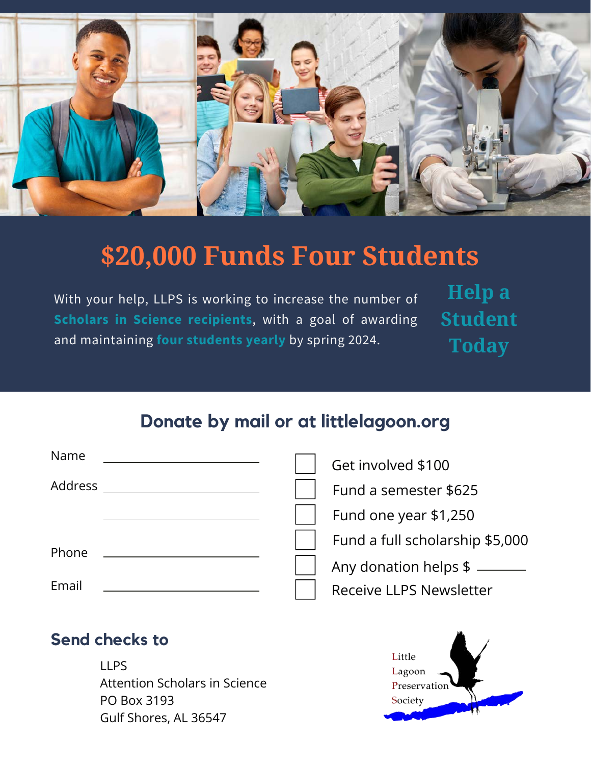# $20,000 Funds Four Students

With your help, LLPS is working to increase the number of **Scholars in Science recipients**, with a goal of awarding and maintaining **four students yearly** by spring 2024.

## Help a Student Today

## Donate by mail or at littlelagoon.org

Name \_\_\_\_\_\_\_\_\_\_\_\_\_\_\_\_\_\_\_\_

Address \_\_\_\_\_\_\_\_\_\_\_\_\_\_\_\_\_\_\_\_

\_\_\_\_\_\_\_\_\_\_\_\_\_\_\_\_\_\_\_\_

Phone \_\_\_\_\_\_\_\_\_\_\_\_\_\_\_\_\_\_\_\_

Email \_\_\_\_\_\_\_\_\_\_\_\_\_\_\_\_\_\_\_\_

- ☐ Get involved $100
- ☐ Fund a semester $625
- ☐ Fund one year $1,250
- ☐ Fund a full scholarship $5,000
- ☐ Any donation helps $ \_\_\_\_\_\_\_\_
- ☐ Receive LLPS Newsletter

## Send checks to

LLPS
Attention Scholars in Science
PO Box 3193
Gulf Shores, AL 36547

Little Lagoon Preservation Society